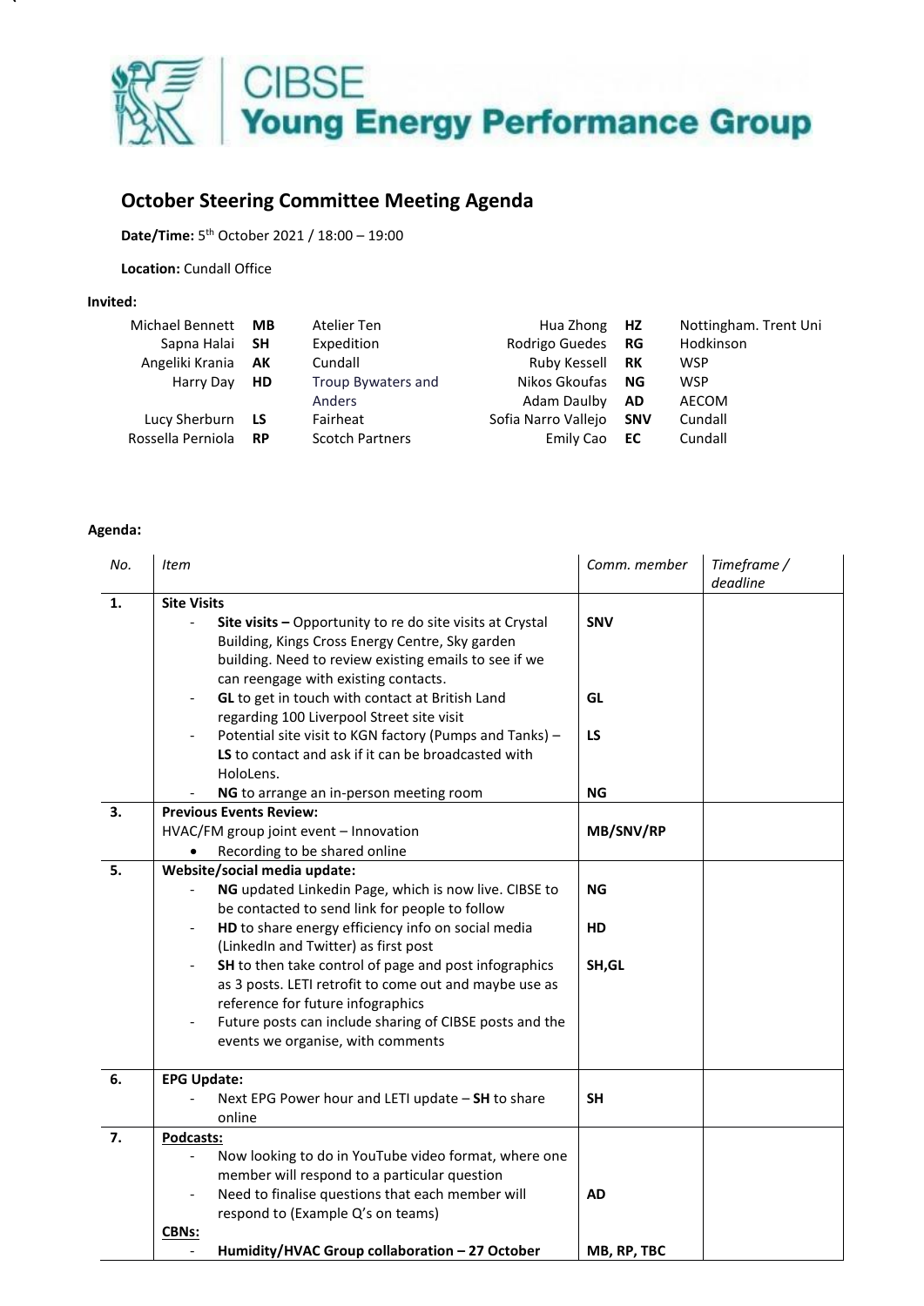CIBSE
**Young Energy Performance Group**

## October Steering Committee Meeting Agenda

**Date/Time:** 5th October 2021 / 18:00 – 19:00

**Location:** Cundall Office

**Invited:**

| Name | Initials | Company | Name | Initials | Company |
|---|---|---|---|---|---|
| Michael Bennett | **MB** | Atelier Ten | Hua Zhong | **HZ** | Nottingham. Trent Uni |
| Sapna Halai | **SH** | Expedition | Rodrigo Guedes | **RG** | Hodkinson |
| Angeliki Krania | **AK** | Cundall | Ruby Kessell | **RK** | WSP |
| Harry Day | **HD** | Troup Bywaters and Anders | Nikos Gkoufas | **NG** | WSP |
| | | | Adam Daulby | **AD** | AECOM |
| Lucy Sherburn | **LS** | Fairheat | Sofia Narro Vallejo | **SNV** | Cundall |
| Rossella Perniola | **RP** | Scotch Partners | Emily Cao | **EC** | Cundall |

**Agenda:**

| *No.* | *Item* | *Comm. member* | *Timeframe / deadline* |
|---|---|---|---|
| **1.** | **Site Visits**<br>- **Site visits –** Opportunity to re do site visits at Crystal Building, Kings Cross Energy Centre, Sky garden building. Need to review existing emails to see if we can reengage with existing contacts.<br>- **GL** to get in touch with contact at British Land regarding 100 Liverpool Street site visit<br>- Potential site visit to KGN factory (Pumps and Tanks) – **LS** to contact and ask if it can be broadcasted with HoloLens.<br>- **NG** to arrange an in-person meeting room | **SNV**<br><br>**GL**<br><br>**LS**<br><br>**NG** | |
| **3.** | **Previous Events Review:**<br>HVAC/FM group joint event – Innovation<br>• Recording to be shared online | **MB/SNV/RP** | |
| **5.** | **Website/social media update:**<br>- **NG** updated Linkedin Page, which is now live. CIBSE to be contacted to send link for people to follow<br>- **HD** to share energy efficiency info on social media (LinkedIn and Twitter) as first post<br>- **SH** to then take control of page and post infographics as 3 posts. LETI retrofit to come out and maybe use as reference for future infographics<br>- Future posts can include sharing of CIBSE posts and the events we organise, with comments | **NG**<br><br>**HD**<br><br>**SH,GL** | |
| **6.** | **EPG Update:**<br>- Next EPG Power hour and LETI update – **SH** to share online | **SH** | |
| **7.** | **Podcasts:**<br>- Now looking to do in YouTube video format, where one member will respond to a particular question<br>- Need to finalise questions that each member will respond to (Example Q's on teams)<br>**CBNs:**<br>- **Humidity/HVAC Group collaboration – 27 October** | **AD**<br><br>**MB, RP, TBC** | |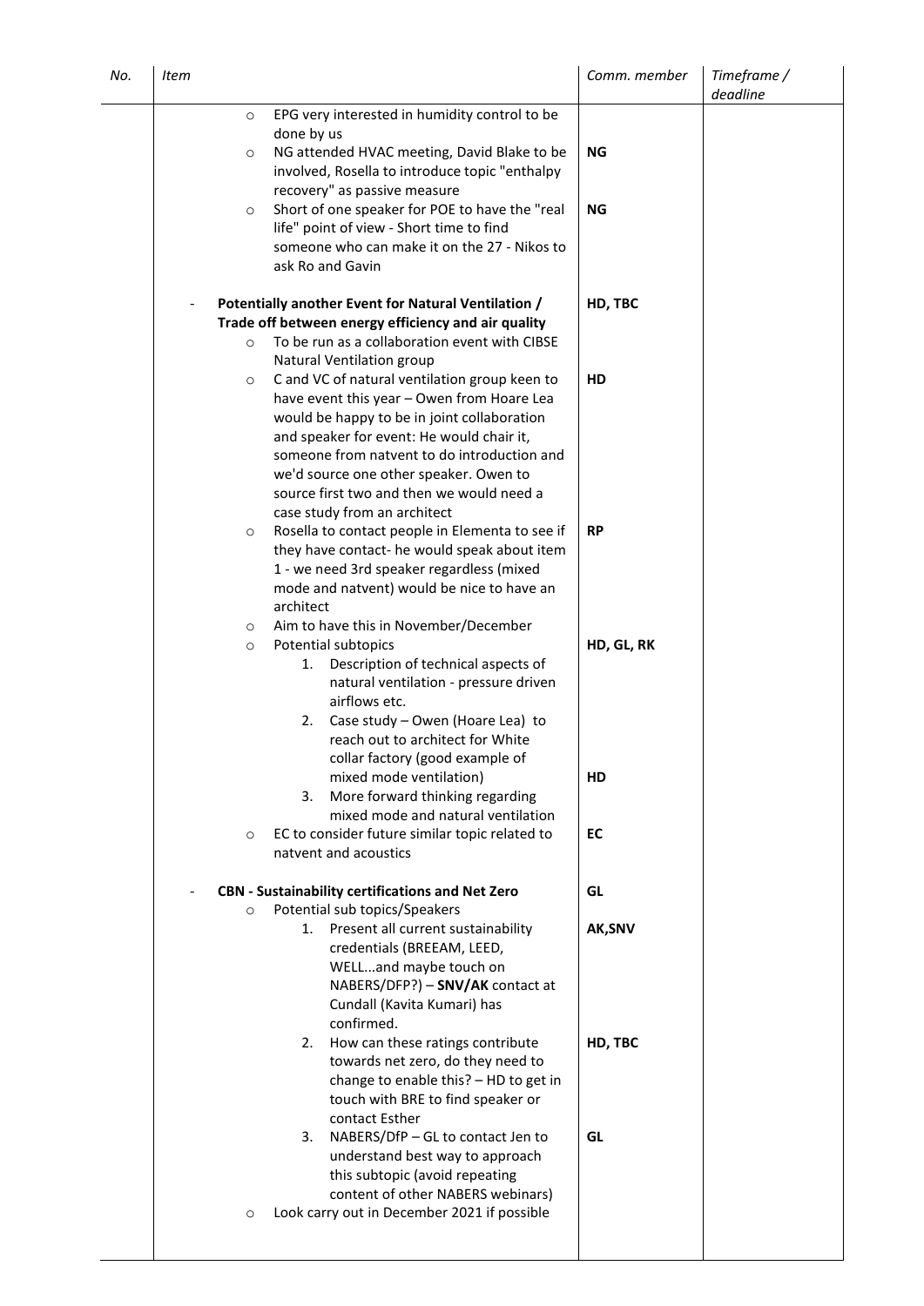| *No.* | *Item* | *Comm. member* | *Timeframe / deadline* |
|---|---|---|---|
| | ○ EPG very interested in humidity control to be done by us | | |
| | ○ NG attended HVAC meeting, David Blake to be involved, Rosella to introduce topic "enthalpy recovery" as passive measure | **NG** | |
| | ○ Short of one speaker for POE to have the "real life" point of view - Short time to find someone who can make it on the 27 - Nikos to ask Ro and Gavin | **NG** | |
| | - **Potentially another Event for Natural Ventilation / Trade off between energy efficiency and air quality** | **HD, TBC** | |
| | ○ To be run as a collaboration event with CIBSE Natural Ventilation group | | |
| | ○ C and VC of natural ventilation group keen to have event this year – Owen from Hoare Lea would be happy to be in joint collaboration and speaker for event: He would chair it, someone from natvent to do introduction and we'd source one other speaker. Owen to source first two and then we would need a case study from an architect | **HD** | |
| | ○ Rosella to contact people in Elementa to see if they have contact- he would speak about item 1 - we need 3rd speaker regardless (mixed mode and natvent) would be nice to have an architect | **RP** | |
| | ○ Aim to have this in November/December | | |
| | ○ Potential subtopics<br>1. Description of technical aspects of natural ventilation - pressure driven airflows etc.<br>2. Case study – Owen (Hoare Lea) to reach out to architect for White collar factory (good example of mixed mode ventilation)<br>3. More forward thinking regarding mixed mode and natural ventilation | **HD, GL, RK**<br><br><br><br><br><br>**HD** | |
| | ○ EC to consider future similar topic related to natvent and acoustics | **EC** | |
| | - **CBN - Sustainability certifications and Net Zero** | **GL** | |
| | ○ Potential sub topics/Speakers | | |
| | 1. Present all current sustainability credentials (BREEAM, LEED, WELL...and maybe touch on NABERS/DFP?) – **SNV/AK** contact at Cundall (Kavita Kumari) has confirmed. | **AK,SNV** | |
| | 2. How can these ratings contribute towards net zero, do they need to change to enable this? – HD to get in touch with BRE to find speaker or contact Esther | **HD, TBC** | |
| | 3. NABERS/DfP – GL to contact Jen to understand best way to approach this subtopic (avoid repeating content of other NABERS webinars) | **GL** | |
| | ○ Look carry out in December 2021 if possible | | |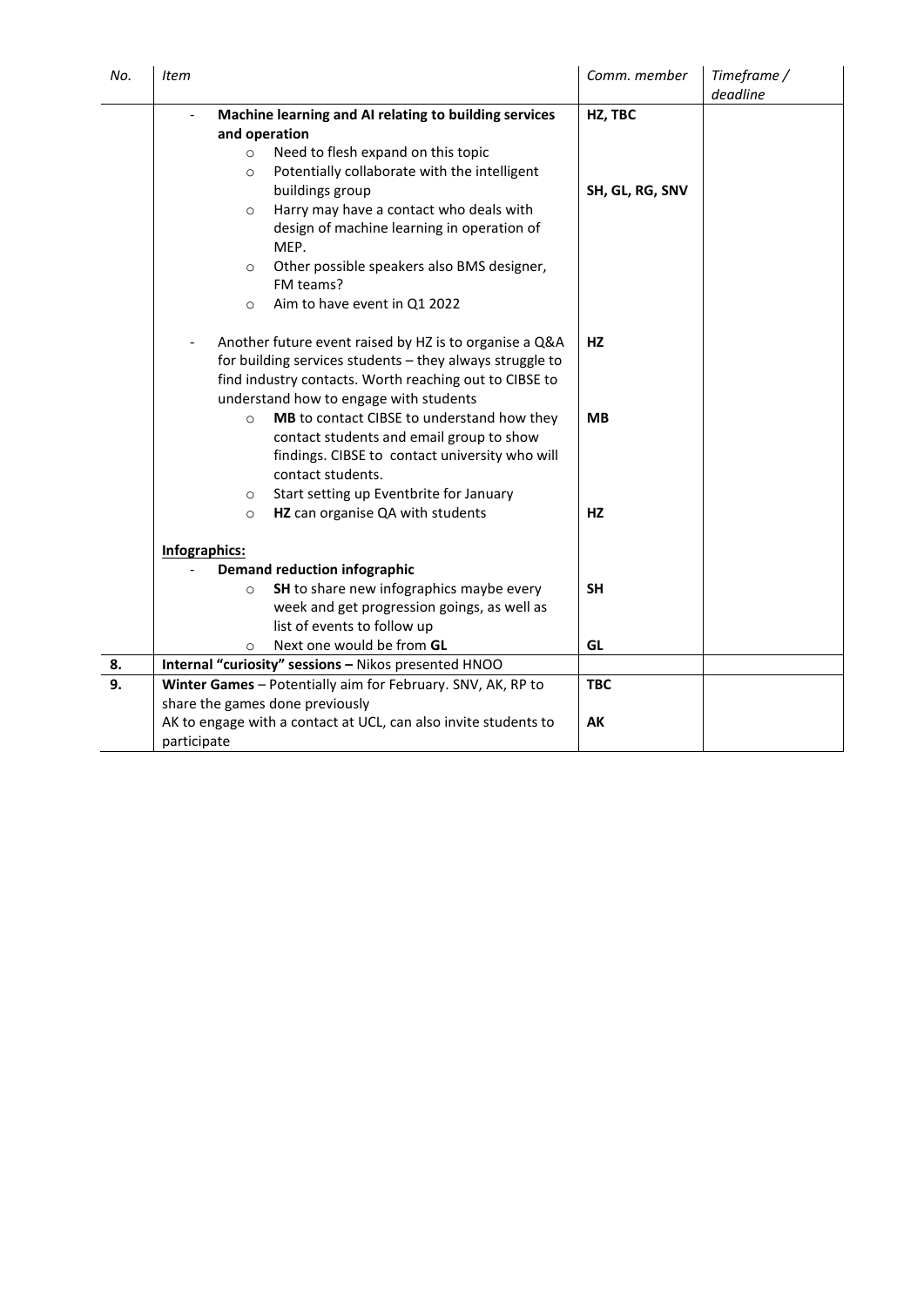| No. | Item | Comm. member | Timeframe / deadline |
|---|---|---|---|
| | - **Machine learning and AI relating to building services and operation** | **HZ, TBC** | |
| | o Need to flesh expand on this topic | | |
| | o Potentially collaborate with the intelligent buildings group | **SH, GL, RG, SNV** | |
| | o Harry may have a contact who deals with design of machine learning in operation of MEP. | | |
| | o Other possible speakers also BMS designer, FM teams? | | |
| | o Aim to have event in Q1 2022 | | |
| | - Another future event raised by HZ is to organise a Q&A for building services students – they always struggle to find industry contacts. Worth reaching out to CIBSE to understand how to engage with students | **HZ** | |
| | o **MB** to contact CIBSE to understand how they contact students and email group to show findings. CIBSE to contact university who will contact students. | **MB** | |
| | o Start setting up Eventbrite for January | | |
| | o **HZ** can organise QA with students | **HZ** | |
| | **Infographics:** | | |
| | - **Demand reduction infographic** | | |
| | o **SH** to share new infographics maybe every week and get progression goings, as well as list of events to follow up | **SH** | |
| | o Next one would be from **GL** | **GL** | |
| **8.** | **Internal "curiosity" sessions –** Nikos presented HNOO | | |
| **9.** | **Winter Games** – Potentially aim for February. SNV, AK, RP to share the games done previously | **TBC** | |
| | AK to engage with a contact at UCL, can also invite students to participate | **AK** | |